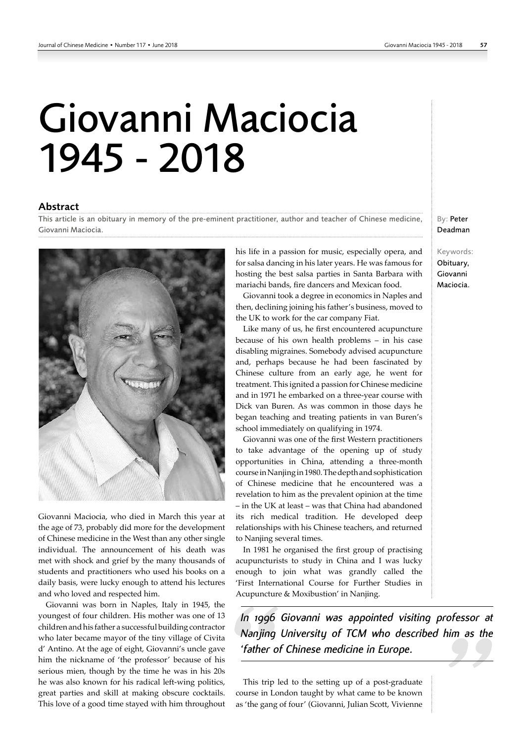# Giovanni Maciocia 1945 - 2018

## Abstract

This article is an obituary in memory of the pre-eminent practitioner, author and teacher of Chinese medicine, Giovanni Maciocia.

By: Peter Deadman

Keywords: Obituary, Giovanni Maciocia.

Giovanni Maciocia, who died in March this year at the age of 73, probably did more for the development of Chinese medicine in the West than any other single individual. The announcement of his death was met with shock and grief by the many thousands of students and practitioners who used his books on a daily basis, were lucky enough to attend his lectures and who loved and respected him.

Giovanni was born in Naples, Italy in 1945, the youngest of four children. His mother was one of 13 children and his father a successful building contractor who later became mayor of the tiny village of Civita d' Antino. At the age of eight, Giovanni's uncle gave him the nickname of 'the professor' because of his serious mien, though by the time he was in his 20s he was also known for his radical left-wing politics, great parties and skill at making obscure cocktails. This love of a good time stayed with him throughout his life in a passion for music, especially opera, and for salsa dancing in his later years. He was famous for hosting the best salsa parties in Santa Barbara with mariachi bands, fire dancers and Mexican food.

Giovanni took a degree in economics in Naples and then, declining joining his father's business, moved to the UK to work for the car company Fiat.

Like many of us, he first encountered acupuncture because of his own health problems – in his case disabling migraines. Somebody advised acupuncture and, perhaps because he had been fascinated by Chinese culture from an early age, he went for treatment. This ignited a passion for Chinese medicine and in 1971 he embarked on a three-year course with Dick van Buren. As was common in those days he began teaching and treating patients in van Buren's school immediately on qualifying in 1974.

Giovanni was one of the first Western practitioners to take advantage of the opening up of study opportunities in China, attending a three-month course in Nanjing in 1980. The depth and sophistication of Chinese medicine that he encountered was a revelation to him as the prevalent opinion at the time – in the UK at least – was that China had abandoned its rich medical tradition. He developed deep relationships with his Chinese teachers, and returned to Nanjing several times.

In 1981 he organised the first group of practising acupuncturists to study in China and I was lucky enough to join what was grandly called the 'First International Course for Further Studies in Acupuncture & Moxibustion' in Nanjing.

> *In 1996 Giovanni was appointed visiting professor at Nanjing University of TCM who described him as the 'father of Chinese medicine in Europe.*

This trip led to the setting up of a post-graduate course in London taught by what came to be known as 'the gang of four' (Giovanni, Julian Scott, Vivienne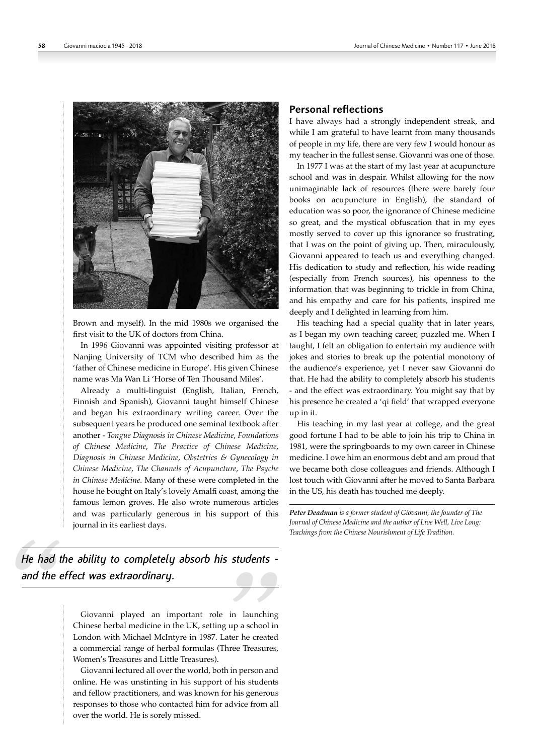Brown and myself). In the mid 1980s we organised the first visit to the UK of doctors from China.

In 1996 Giovanni was appointed visiting professor at Nanjing University of TCM who described him as the 'father of Chinese medicine in Europe'. His given Chinese name was Ma Wan Li 'Horse of Ten Thousand Miles'.

Already a multi-linguist (English, Italian, French, Finnish and Spanish), Giovanni taught himself Chinese and began his extraordinary writing career. Over the subsequent years he produced one seminal textbook after another - *Tongue Diagnosis in Chinese Medicine*, *Foundations of Chinese Medicine*, *The Practice of Chinese Medicine*, *Diagnosis in Chinese Medicine*, *Obstetrics & Gynecology in Chinese Medicine*, *The Channels of Acupuncture*, *The Psyche in Chinese Medicine*. Many of these were completed in the house he bought on Italy's lovely Amalfi coast, among the famous lemon groves. He also wrote numerous articles and was particularly generous in his support of this journal in its earliest days.

> *He had the ability to completely absorb his students - and the effect was extraordinary.*

Giovanni played an important role in launching Chinese herbal medicine in the UK, setting up a school in London with Michael McIntyre in 1987. Later he created a commercial range of herbal formulas (Three Treasures, Women's Treasures and Little Treasures).

Giovanni lectured all over the world, both in person and online. He was unstinting in his support of his students and fellow practitioners, and was known for his generous responses to those who contacted him for advice from all over the world. He is sorely missed.

## Personal reflections

I have always had a strongly independent streak, and while I am grateful to have learnt from many thousands of people in my life, there are very few I would honour as my teacher in the fullest sense. Giovanni was one of those.

In 1977 I was at the start of my last year at acupuncture school and was in despair. Whilst allowing for the now unimaginable lack of resources (there were barely four books on acupuncture in English), the standard of education was so poor, the ignorance of Chinese medicine so great, and the mystical obfuscation that in my eyes mostly served to cover up this ignorance so frustrating, that I was on the point of giving up. Then, miraculously, Giovanni appeared to teach us and everything changed. His dedication to study and reflection, his wide reading (especially from French sources), his openness to the information that was beginning to trickle in from China, and his empathy and care for his patients, inspired me deeply and I delighted in learning from him.

His teaching had a special quality that in later years, as I began my own teaching career, puzzled me. When I taught, I felt an obligation to entertain my audience with jokes and stories to break up the potential monotony of the audience's experience, yet I never saw Giovanni do that. He had the ability to completely absorb his students - and the effect was extraordinary. You might say that by his presence he created a 'qi field' that wrapped everyone up in it.

His teaching in my last year at college, and the great good fortune I had to be able to join his trip to China in 1981, were the springboards to my own career in Chinese medicine. I owe him an enormous debt and am proud that we became both close colleagues and friends. Although I lost touch with Giovanni after he moved to Santa Barbara in the US, his death has touched me deeply.

***Peter Deadman*** *is a former student of Giovanni, the founder of The Journal of Chinese Medicine and the author of Live Well, Live Long: Teachings from the Chinese Nourishment of Life Tradition.*